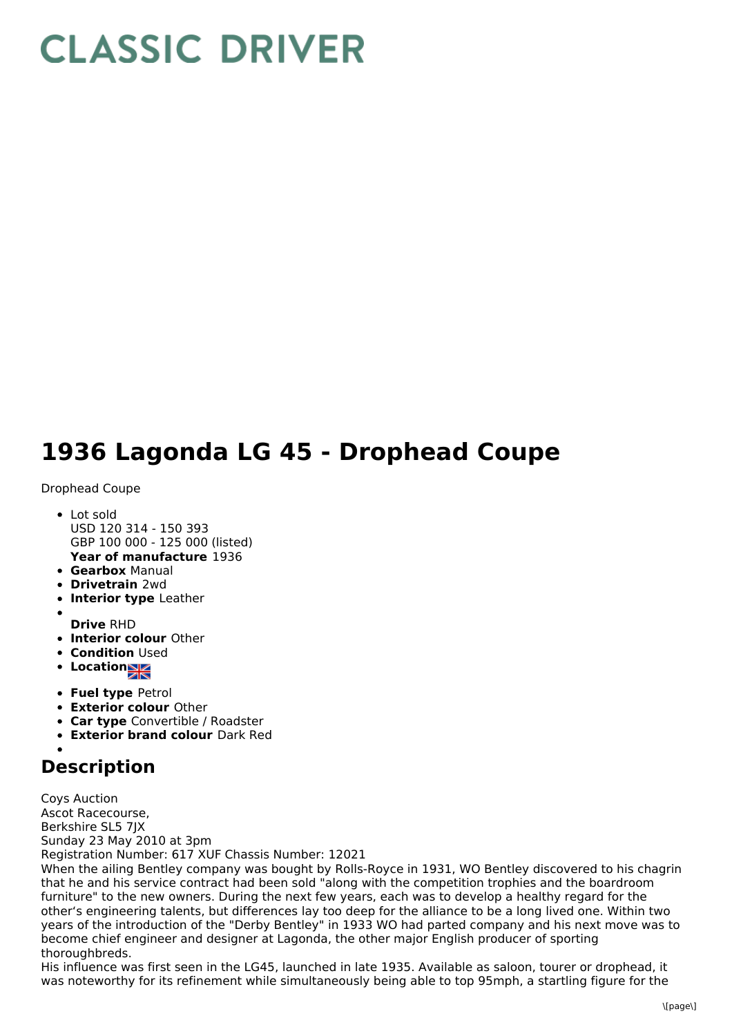# CLASSIC DRIVER

# 1936 Lagonda LG 45 - Drophead Coupe

Drophead Coupe

- Lot sold
  USD 120 314 - 150 393
  GBP 100 000 - 125 000 (listed)
  **Year of manufacture** 1936
- **Gearbox** Manual
- **Drivetrain** 2wd
- **Interior type** Leather
- 
  **Drive** RHD
- **Interior colour** Other
- **Condition** Used
- **Location**
- **Fuel type** Petrol
- **Exterior colour** Other
- **Car type** Convertible / Roadster
- **Exterior brand colour** Dark Red
- 

## Description

Coys Auction
Ascot Racecourse,
Berkshire SL5 7JX
Sunday 23 May 2010 at 3pm
Registration Number: 617 XUF Chassis Number: 12021
When the ailing Bentley company was bought by Rolls-Royce in 1931, WO Bentley discovered to his chagrin that he and his service contract had been sold "along with the competition trophies and the boardroom furniture" to the new owners. During the next few years, each was to develop a healthy regard for the other's engineering talents, but differences lay too deep for the alliance to be a long lived one. Within two years of the introduction of the "Derby Bentley" in 1933 WO had parted company and his next move was to become chief engineer and designer at Lagonda, the other major English producer of sporting thoroughbreds.
His influence was first seen in the LG45, launched in late 1935. Available as saloon, tourer or drophead, it was noteworthy for its refinement while simultaneously being able to top 95mph, a startling figure for the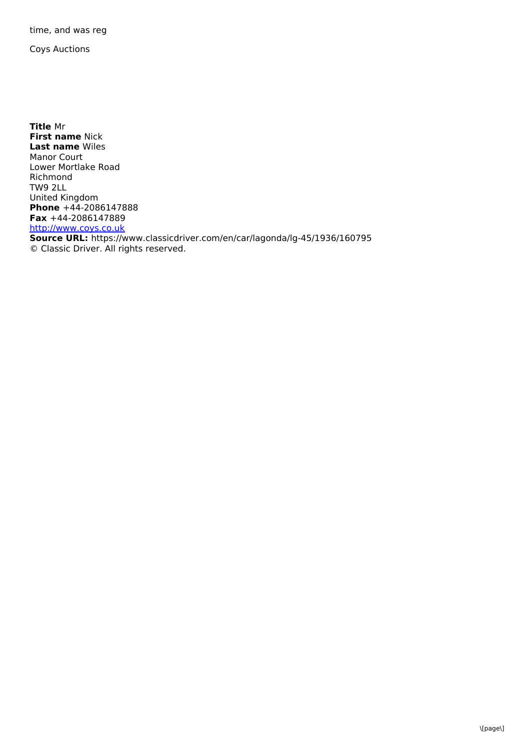time, and was reg

Coys Auctions

**Title** Mr
**First name** Nick
**Last name** Wiles
Manor Court
Lower Mortlake Road
Richmond
TW9 2LL
United Kingdom
**Phone** +44-2086147888
**Fax** +44-2086147889
[http://www.coys.co.uk](http://www.coys.co.uk)
**Source URL:** https://www.classicdriver.com/en/car/lagonda/lg-45/1936/160795
© Classic Driver. All rights reserved.